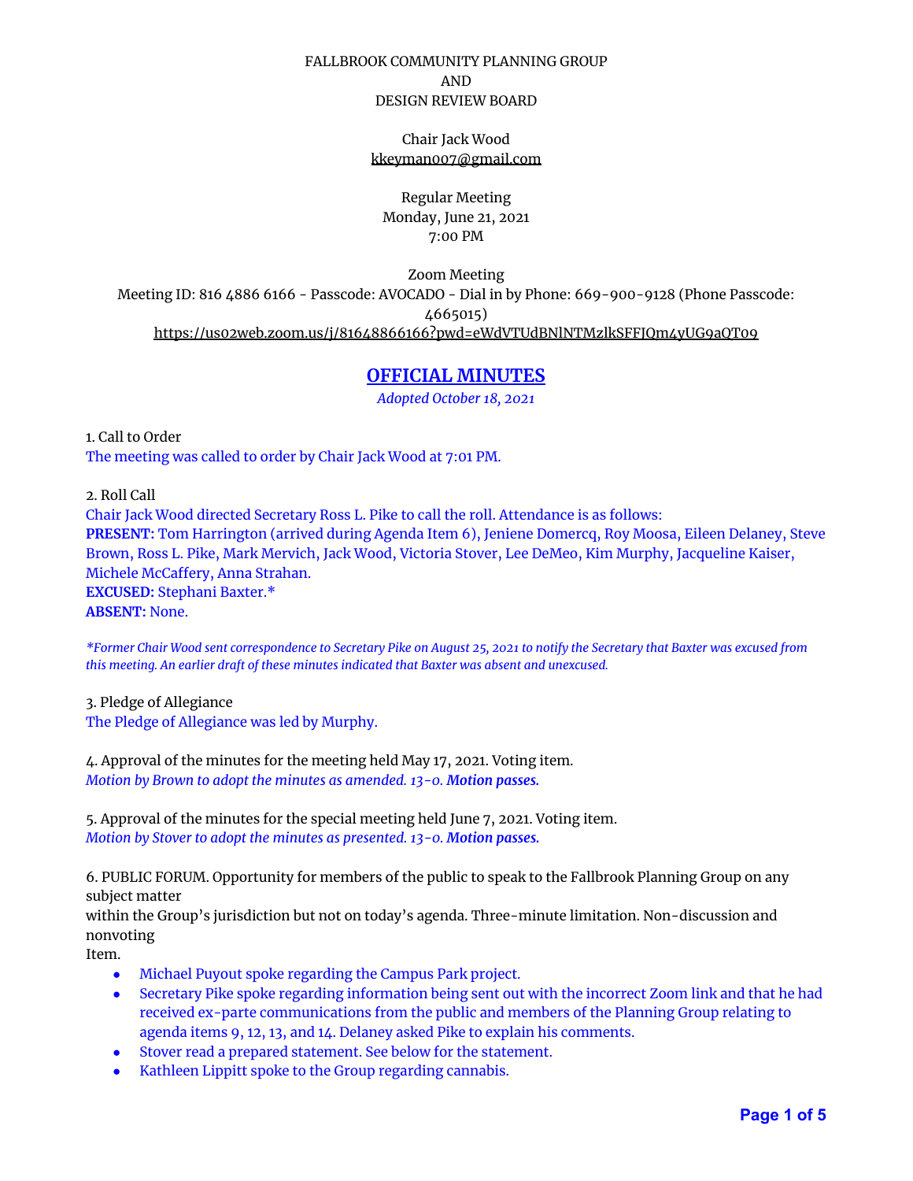FALLBROOK COMMUNITY PLANNING GROUP
AND
DESIGN REVIEW BOARD

Chair Jack Wood
kkeyman007@gmail.com

Regular Meeting
Monday, June 21, 2021
7:00 PM

Zoom Meeting
Meeting ID: 816 4886 6166 - Passcode: AVOCADO - Dial in by Phone: 669-900-9128 (Phone Passcode: 4665015)
https://us02web.zoom.us/j/81648866166?pwd=eWdVTUdBNlNTMzlkSFFJQm4yUG9aQT09

# OFFICIAL MINUTES

*Adopted October 18, 2021*

1. Call to Order
The meeting was called to order by Chair Jack Wood at 7:01 PM.

2. Roll Call
Chair Jack Wood directed Secretary Ross L. Pike to call the roll. Attendance is as follows:
**PRESENT:** Tom Harrington (arrived during Agenda Item 6), Jeniene Domercq, Roy Moosa, Eileen Delaney, Steve Brown, Ross L. Pike, Mark Mervich, Jack Wood, Victoria Stover, Lee DeMeo, Kim Murphy, Jacqueline Kaiser, Michele McCaffery, Anna Strahan.
**EXCUSED:** Stephani Baxter.*
**ABSENT:** None.

*\*Former Chair Wood sent correspondence to Secretary Pike on August 25, 2021 to notify the Secretary that Baxter was excused from this meeting. An earlier draft of these minutes indicated that Baxter was absent and unexcused.*

3. Pledge of Allegiance
The Pledge of Allegiance was led by Murphy.

4. Approval of the minutes for the meeting held May 17, 2021. Voting item.
*Motion by Brown to adopt the minutes as amended. 13-0. **Motion passes.***

5. Approval of the minutes for the special meeting held June 7, 2021. Voting item.
*Motion by Stover to adopt the minutes as presented. 13-0. **Motion passes.***

6. PUBLIC FORUM. Opportunity for members of the public to speak to the Fallbrook Planning Group on any subject matter
within the Group's jurisdiction but not on today's agenda. Three-minute limitation. Non-discussion and nonvoting
Item.

- Michael Puyout spoke regarding the Campus Park project.
- Secretary Pike spoke regarding information being sent out with the incorrect Zoom link and that he had received ex-parte communications from the public and members of the Planning Group relating to agenda items 9, 12, 13, and 14. Delaney asked Pike to explain his comments.
- Stover read a prepared statement. See below for the statement.
- Kathleen Lippitt spoke to the Group regarding cannabis.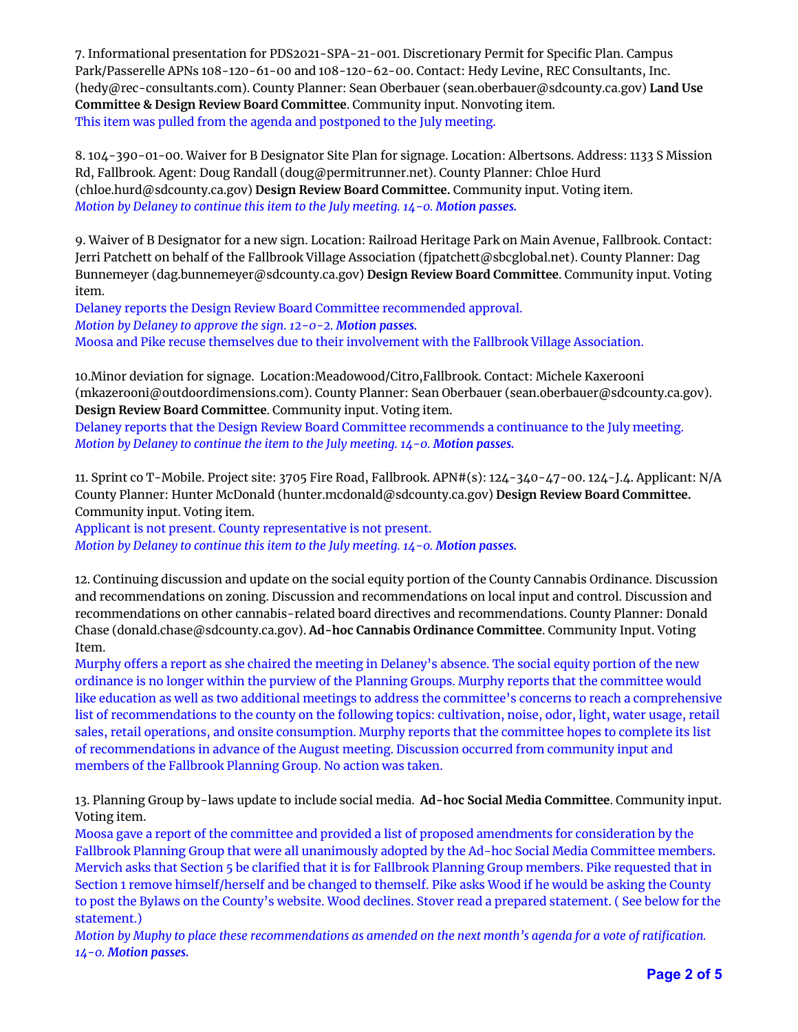7. Informational presentation for PDS2021-SPA-21-001. Discretionary Permit for Specific Plan. Campus Park/Passerelle APNs 108-120-61-00 and 108-120-62-00. Contact: Hedy Levine, REC Consultants, Inc. (hedy@rec-consultants.com). County Planner: Sean Oberbauer (sean.oberbauer@sdcounty.ca.gov) **Land Use Committee & Design Review Board Committee**. Community input. Nonvoting item.
This item was pulled from the agenda and postponed to the July meeting.

8. 104-390-01-00. Waiver for B Designator Site Plan for signage. Location: Albertsons. Address: 1133 S Mission Rd, Fallbrook. Agent: Doug Randall (doug@permitrunner.net). County Planner: Chloe Hurd (chloe.hurd@sdcounty.ca.gov) **Design Review Board Committee.** Community input. Voting item.
*Motion by Delaney to continue this item to the July meeting. 14-0. **Motion passes.***

9. Waiver of B Designator for a new sign. Location: Railroad Heritage Park on Main Avenue, Fallbrook. Contact: Jerri Patchett on behalf of the Fallbrook Village Association (fjpatchett@sbcglobal.net). County Planner: Dag Bunnemeyer (dag.bunnemeyer@sdcounty.ca.gov) **Design Review Board Committee**. Community input. Voting item.
Delaney reports the Design Review Board Committee recommended approval.
*Motion by Delaney to approve the sign. 12-0-2. **Motion passes.***
Moosa and Pike recuse themselves due to their involvement with the Fallbrook Village Association.

10.Minor deviation for signage. Location:Meadowood/Citro,Fallbrook. Contact: Michele Kaxerooni (mkazerooni@outdoordimensions.com). County Planner: Sean Oberbauer (sean.oberbauer@sdcounty.ca.gov). **Design Review Board Committee**. Community input. Voting item.
Delaney reports that the Design Review Board Committee recommends a continuance to the July meeting.
*Motion by Delaney to continue the item to the July meeting. 14-0. **Motion passes.***

11. Sprint co T-Mobile. Project site: 3705 Fire Road, Fallbrook. APN#(s): 124-340-47-00. 124-J.4. Applicant: N/A County Planner: Hunter McDonald (hunter.mcdonald@sdcounty.ca.gov) **Design Review Board Committee.** Community input. Voting item.
Applicant is not present. County representative is not present.
*Motion by Delaney to continue this item to the July meeting. 14-0. **Motion passes.***

12. Continuing discussion and update on the social equity portion of the County Cannabis Ordinance. Discussion and recommendations on zoning. Discussion and recommendations on local input and control. Discussion and recommendations on other cannabis-related board directives and recommendations. County Planner: Donald Chase (donald.chase@sdcounty.ca.gov). **Ad-hoc Cannabis Ordinance Committee**. Community Input. Voting Item.
Murphy offers a report as she chaired the meeting in Delaney's absence. The social equity portion of the new ordinance is no longer within the purview of the Planning Groups. Murphy reports that the committee would like education as well as two additional meetings to address the committee's concerns to reach a comprehensive list of recommendations to the county on the following topics: cultivation, noise, odor, light, water usage, retail sales, retail operations, and onsite consumption. Murphy reports that the committee hopes to complete its list of recommendations in advance of the August meeting. Discussion occurred from community input and members of the Fallbrook Planning Group. No action was taken.

13. Planning Group by-laws update to include social media. **Ad-hoc Social Media Committee**. Community input. Voting item.
Moosa gave a report of the committee and provided a list of proposed amendments for consideration by the Fallbrook Planning Group that were all unanimously adopted by the Ad-hoc Social Media Committee members. Mervich asks that Section 5 be clarified that it is for Fallbrook Planning Group members. Pike requested that in Section 1 remove himself/herself and be changed to themself. Pike asks Wood if he would be asking the County to post the Bylaws on the County's website. Wood declines. Stover read a prepared statement. ( See below for the statement.)
*Motion by Muphy to place these recommendations as amended on the next month's agenda for a vote of ratification. 14-0. **Motion passes.***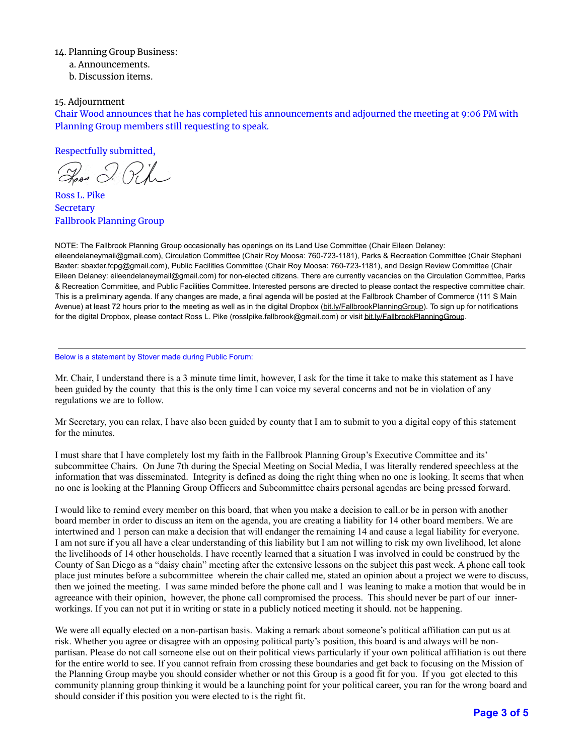14. Planning Group Business:
   a. Announcements.
   b. Discussion items.

15. Adjournment

Chair Wood announces that he has completed his announcements and adjourned the meeting at 9:06 PM with Planning Group members still requesting to speak.

Respectfully submitted,

Ross L. Pike
Secretary
Fallbrook Planning Group

NOTE: The Fallbrook Planning Group occasionally has openings on its Land Use Committee (Chair Eileen Delaney: eileendelaneymail@gmail.com), Circulation Committee (Chair Roy Moosa: 760-723-1181), Parks & Recreation Committee (Chair Stephani Baxter: sbaxter.fcpg@gmail.com), Public Facilities Committee (Chair Roy Moosa: 760-723-1181), and Design Review Committee (Chair Eileen Delaney: eileendelaneymail@gmail.com) for non-elected citizens. There are currently vacancies on the Circulation Committee, Parks & Recreation Committee, and Public Facilities Committee. Interested persons are directed to please contact the respective committee chair. This is a preliminary agenda. If any changes are made, a final agenda will be posted at the Fallbrook Chamber of Commerce (111 S Main Avenue) at least 72 hours prior to the meeting as well as in the digital Dropbox (bit.ly/FallbrookPlanningGroup). To sign up for notifications for the digital Dropbox, please contact Ross L. Pike (rosslpike.fallbrook@gmail.com) or visit bit.ly/FallbrookPlanningGroup.

---

Below is a statement by Stover made during Public Forum:

Mr. Chair, I understand there is a 3 minute time limit, however, I ask for the time it take to make this statement as I have been guided by the county that this is the only time I can voice my several concerns and not be in violation of any regulations we are to follow.

Mr Secretary, you can relax, I have also been guided by county that I am to submit to you a digital copy of this statement for the minutes.

I must share that I have completely lost my faith in the Fallbrook Planning Group's Executive Committee and its' subcommittee Chairs. On June 7th during the Special Meeting on Social Media, I was literally rendered speechless at the information that was disseminated. Integrity is defined as doing the right thing when no one is looking. It seems that when no one is looking at the Planning Group Officers and Subcommittee chairs personal agendas are being pressed forward.

I would like to remind every member on this board, that when you make a decision to call.or be in person with another board member in order to discuss an item on the agenda, you are creating a liability for 14 other board members. We are intertwined and 1 person can make a decision that will endanger the remaining 14 and cause a legal liability for everyone. I am not sure if you all have a clear understanding of this liability but I am not willing to risk my own livelihood, let alone the livelihoods of 14 other households. I have recently learned that a situation I was involved in could be construed by the County of San Diego as a "daisy chain" meeting after the extensive lessons on the subject this past week. A phone call took place just minutes before a subcommittee wherein the chair called me, stated an opinion about a project we were to discuss, then we joined the meeting. I was same minded before the phone call and I was leaning to make a motion that would be in agreeance with their opinion, however, the phone call compromised the process. This should never be part of our inner-workings. If you can not put it in writing or state in a publicly noticed meeting it should. not be happening.

We were all equally elected on a non-partisan basis. Making a remark about someone's political affiliation can put us at risk. Whether you agree or disagree with an opposing political party's position, this board is and always will be non-partisan. Please do not call someone else out on their political views particularly if your own political affiliation is out there for the entire world to see. If you cannot refrain from crossing these boundaries and get back to focusing on the Mission of the Planning Group maybe you should consider whether or not this Group is a good fit for you. If you got elected to this community planning group thinking it would be a launching point for your political career, you ran for the wrong board and should consider if this position you were elected to is the right fit.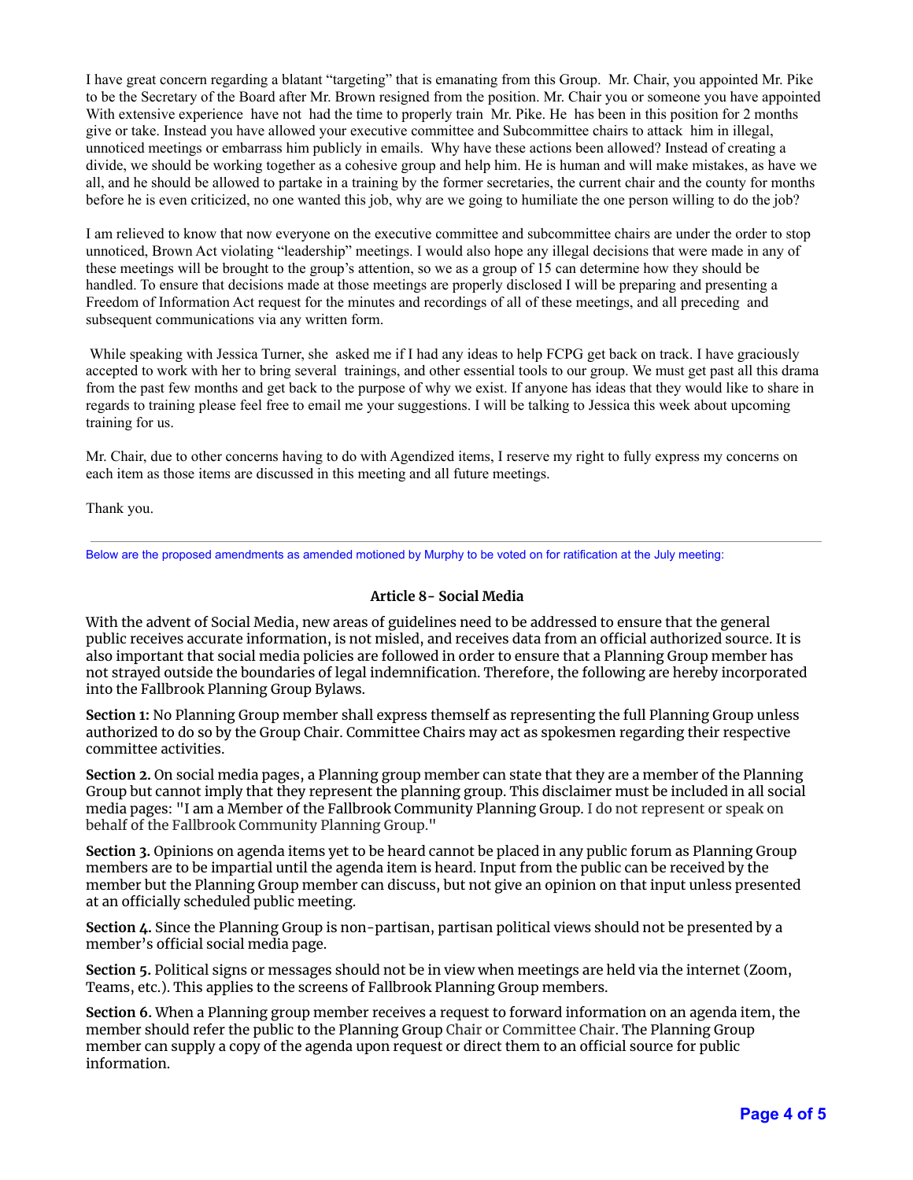I have great concern regarding a blatant "targeting" that is emanating from this Group. Mr. Chair, you appointed Mr. Pike to be the Secretary of the Board after Mr. Brown resigned from the position. Mr. Chair you or someone you have appointed With extensive experience have not had the time to properly train Mr. Pike. He has been in this position for 2 months give or take. Instead you have allowed your executive committee and Subcommittee chairs to attack him in illegal, unnoticed meetings or embarrass him publicly in emails. Why have these actions been allowed? Instead of creating a divide, we should be working together as a cohesive group and help him. He is human and will make mistakes, as have we all, and he should be allowed to partake in a training by the former secretaries, the current chair and the county for months before he is even criticized, no one wanted this job, why are we going to humiliate the one person willing to do the job?

I am relieved to know that now everyone on the executive committee and subcommittee chairs are under the order to stop unnoticed, Brown Act violating "leadership" meetings. I would also hope any illegal decisions that were made in any of these meetings will be brought to the group's attention, so we as a group of 15 can determine how they should be handled. To ensure that decisions made at those meetings are properly disclosed I will be preparing and presenting a Freedom of Information Act request for the minutes and recordings of all of these meetings, and all preceding and subsequent communications via any written form.

While speaking with Jessica Turner, she asked me if I had any ideas to help FCPG get back on track. I have graciously accepted to work with her to bring several trainings, and other essential tools to our group. We must get past all this drama from the past few months and get back to the purpose of why we exist. If anyone has ideas that they would like to share in regards to training please feel free to email me your suggestions. I will be talking to Jessica this week about upcoming training for us.

Mr. Chair, due to other concerns having to do with Agendized items, I reserve my right to fully express my concerns on each item as those items are discussed in this meeting and all future meetings.

Thank you.

---

Below are the proposed amendments as amended motioned by Murphy to be voted on for ratification at the July meeting:

### Article 8- Social Media

With the advent of Social Media, new areas of guidelines need to be addressed to ensure that the general public receives accurate information, is not misled, and receives data from an official authorized source. It is also important that social media policies are followed in order to ensure that a Planning Group member has not strayed outside the boundaries of legal indemnification. Therefore, the following are hereby incorporated into the Fallbrook Planning Group Bylaws.

**Section 1:** No Planning Group member shall express themself as representing the full Planning Group unless authorized to do so by the Group Chair. Committee Chairs may act as spokesmen regarding their respective committee activities.

**Section 2.** On social media pages, a Planning group member can state that they are a member of the Planning Group but cannot imply that they represent the planning group. This disclaimer must be included in all social media pages: "I am a Member of the Fallbrook Community Planning Group. I do not represent or speak on behalf of the Fallbrook Community Planning Group."

**Section 3.** Opinions on agenda items yet to be heard cannot be placed in any public forum as Planning Group members are to be impartial until the agenda item is heard. Input from the public can be received by the member but the Planning Group member can discuss, but not give an opinion on that input unless presented at an officially scheduled public meeting.

**Section 4.** Since the Planning Group is non-partisan, partisan political views should not be presented by a member's official social media page.

**Section 5.** Political signs or messages should not be in view when meetings are held via the internet (Zoom, Teams, etc.). This applies to the screens of Fallbrook Planning Group members.

**Section 6.** When a Planning group member receives a request to forward information on an agenda item, the member should refer the public to the Planning Group Chair or Committee Chair. The Planning Group member can supply a copy of the agenda upon request or direct them to an official source for public information.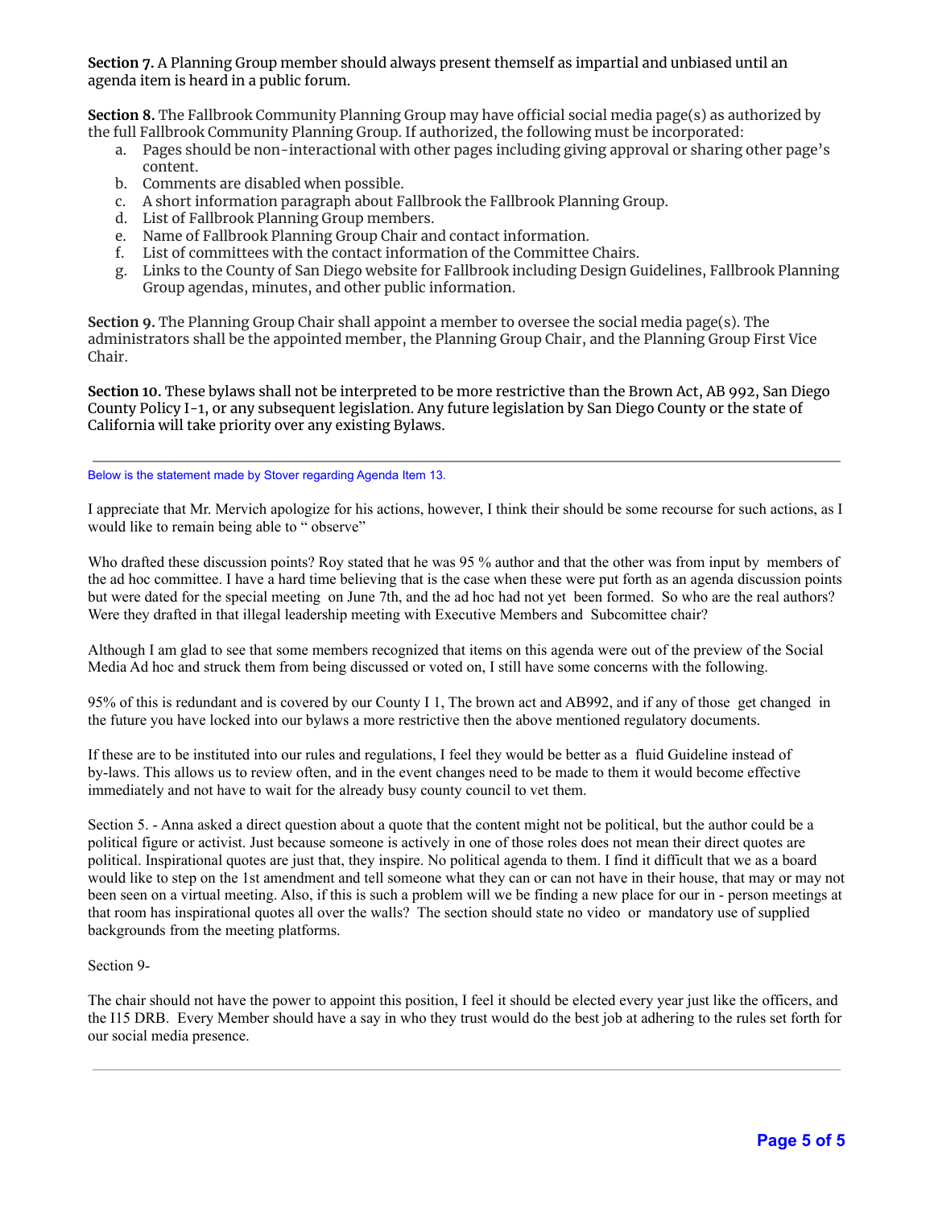**Section 7.** A Planning Group member should always present themself as impartial and unbiased until an agenda item is heard in a public forum.

**Section 8.** The Fallbrook Community Planning Group may have official social media page(s) as authorized by the full Fallbrook Community Planning Group. If authorized, the following must be incorporated:

a. Pages should be non-interactional with other pages including giving approval or sharing other page's content.
b. Comments are disabled when possible.
c. A short information paragraph about Fallbrook the Fallbrook Planning Group.
d. List of Fallbrook Planning Group members.
e. Name of Fallbrook Planning Group Chair and contact information.
f. List of committees with the contact information of the Committee Chairs.
g. Links to the County of San Diego website for Fallbrook including Design Guidelines, Fallbrook Planning Group agendas, minutes, and other public information.

**Section 9.** The Planning Group Chair shall appoint a member to oversee the social media page(s). The administrators shall be the appointed member, the Planning Group Chair, and the Planning Group First Vice Chair.

**Section 10.** These bylaws shall not be interpreted to be more restrictive than the Brown Act, AB 992, San Diego County Policy I-1, or any subsequent legislation. Any future legislation by San Diego County or the state of California will take priority over any existing Bylaws.

---

Below is the statement made by Stover regarding Agenda Item 13.

I appreciate that Mr. Mervich apologize for his actions, however, I think their should be some recourse for such actions, as I would like to remain being able to " observe"

Who drafted these discussion points? Roy stated that he was 95 % author and that the other was from input by members of the ad hoc committee. I have a hard time believing that is the case when these were put forth as an agenda discussion points but were dated for the special meeting on June 7th, and the ad hoc had not yet been formed. So who are the real authors? Were they drafted in that illegal leadership meeting with Executive Members and Subcomittee chair?

Although I am glad to see that some members recognized that items on this agenda were out of the preview of the Social Media Ad hoc and struck them from being discussed or voted on, I still have some concerns with the following.

95% of this is redundant and is covered by our County I 1, The brown act and AB992, and if any of those get changed in the future you have locked into our bylaws a more restrictive then the above mentioned regulatory documents.

If these are to be instituted into our rules and regulations, I feel they would be better as a fluid Guideline instead of by-laws. This allows us to review often, and in the event changes need to be made to them it would become effective immediately and not have to wait for the already busy county council to vet them.

Section 5. - Anna asked a direct question about a quote that the content might not be political, but the author could be a political figure or activist. Just because someone is actively in one of those roles does not mean their direct quotes are political. Inspirational quotes are just that, they inspire. No political agenda to them. I find it difficult that we as a board would like to step on the 1st amendment and tell someone what they can or can not have in their house, that may or may not been seen on a virtual meeting. Also, if this is such a problem will we be finding a new place for our in - person meetings at that room has inspirational quotes all over the walls? The section should state no video or mandatory use of supplied backgrounds from the meeting platforms.

Section 9-

The chair should not have the power to appoint this position, I feel it should be elected every year just like the officers, and the I15 DRB. Every Member should have a say in who they trust would do the best job at adhering to the rules set forth for our social media presence.

---